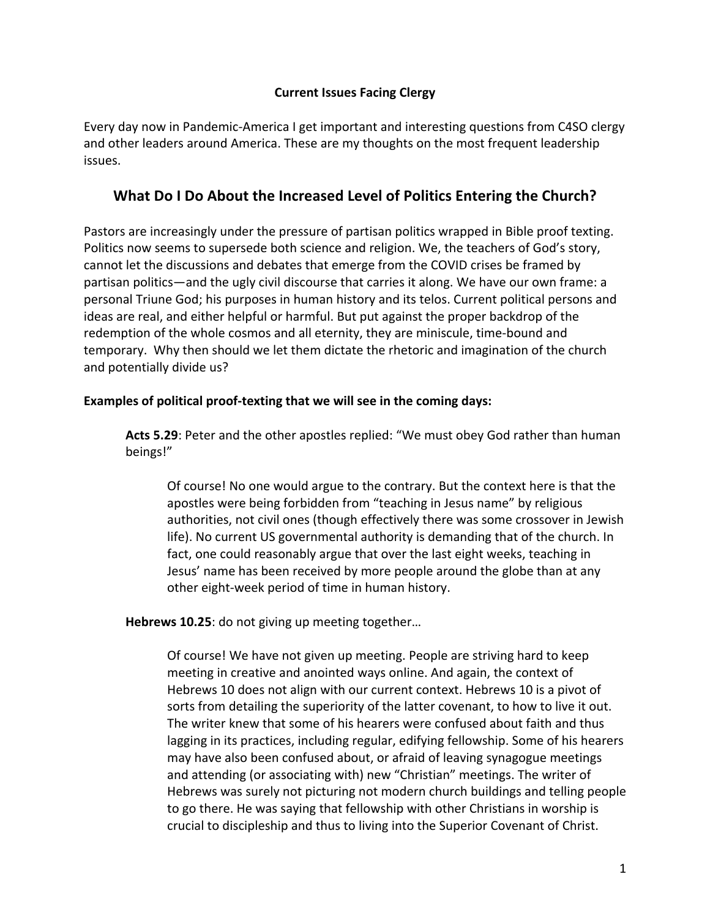**Current Issues Facing Clergy**

Every day now in Pandemic-America I get important and interesting questions from C4SO clergy and other leaders around America. These are my thoughts on the most frequent leadership issues.

## What Do I Do About the Increased Level of Politics Entering the Church?

Pastors are increasingly under the pressure of partisan politics wrapped in Bible proof texting. Politics now seems to supersede both science and religion. We, the teachers of God's story, cannot let the discussions and debates that emerge from the COVID crises be framed by partisan politics—and the ugly civil discourse that carries it along. We have our own frame: a personal Triune God; his purposes in human history and its telos. Current political persons and ideas are real, and either helpful or harmful. But put against the proper backdrop of the redemption of the whole cosmos and all eternity, they are miniscule, time-bound and temporary. Why then should we let them dictate the rhetoric and imagination of the church and potentially divide us?

**Examples of political proof-texting that we will see in the coming days:**

> **Acts 5.29**: Peter and the other apostles replied: "We must obey God rather than human beings!"
>
> > Of course! No one would argue to the contrary. But the context here is that the apostles were being forbidden from "teaching in Jesus name" by religious authorities, not civil ones (though effectively there was some crossover in Jewish life). No current US governmental authority is demanding that of the church. In fact, one could reasonably argue that over the last eight weeks, teaching in Jesus' name has been received by more people around the globe than at any other eight-week period of time in human history.
>
> **Hebrews 10.25**: do not giving up meeting together…
>
> > Of course! We have not given up meeting. People are striving hard to keep meeting in creative and anointed ways online. And again, the context of Hebrews 10 does not align with our current context. Hebrews 10 is a pivot of sorts from detailing the superiority of the latter covenant, to how to live it out. The writer knew that some of his hearers were confused about faith and thus lagging in its practices, including regular, edifying fellowship. Some of his hearers may have also been confused about, or afraid of leaving synagogue meetings and attending (or associating with) new "Christian" meetings. The writer of Hebrews was surely not picturing not modern church buildings and telling people to go there. He was saying that fellowship with other Christians in worship is crucial to discipleship and thus to living into the Superior Covenant of Christ.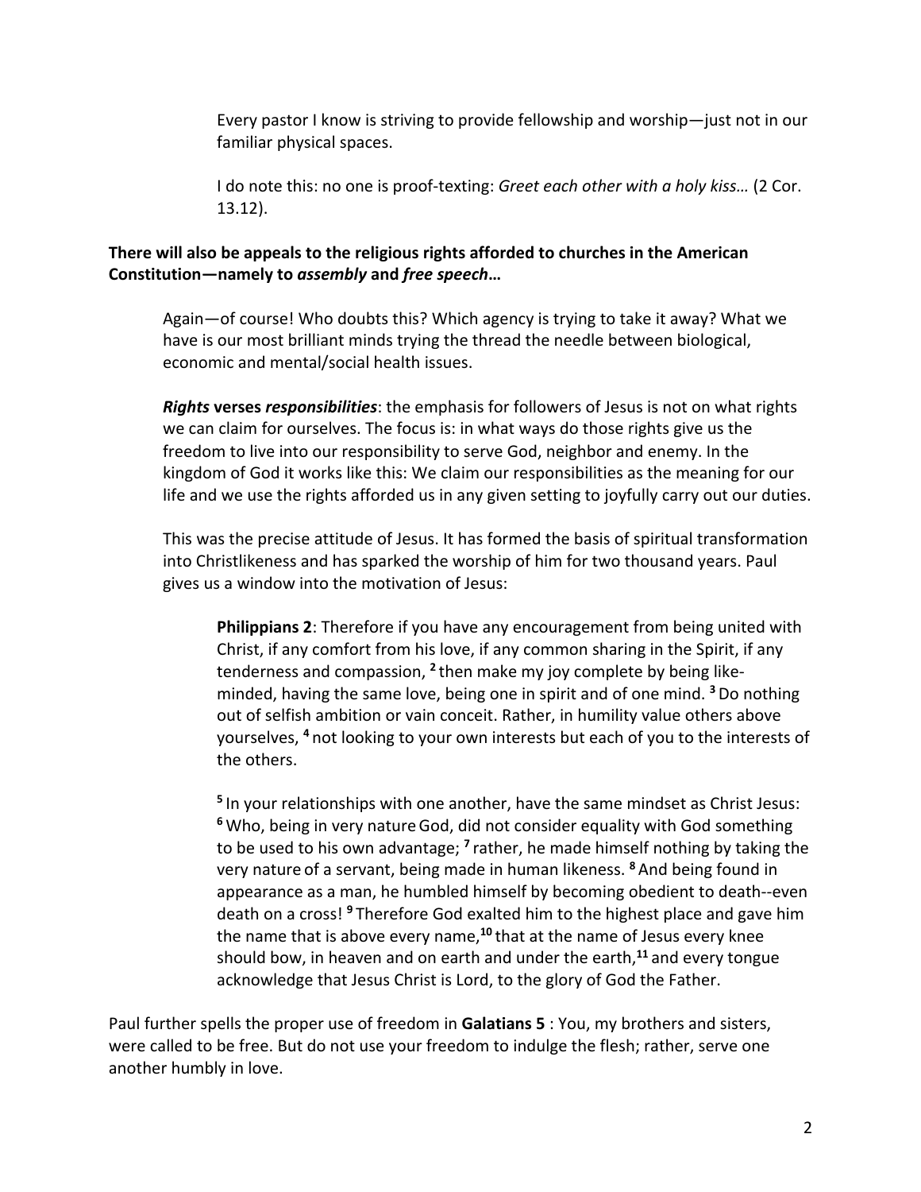Every pastor I know is striving to provide fellowship and worship—just not in our familiar physical spaces.

I do note this: no one is proof-texting: *Greet each other with a holy kiss…* (2 Cor. 13.12).

**There will also be appeals to the religious rights afforded to churches in the American Constitution—namely to *assembly* and *free speech*…**

Again—of course! Who doubts this? Which agency is trying to take it away? What we have is our most brilliant minds trying the thread the needle between biological, economic and mental/social health issues.

***Rights* verses *responsibilities***: the emphasis for followers of Jesus is not on what rights we can claim for ourselves. The focus is: in what ways do those rights give us the freedom to live into our responsibility to serve God, neighbor and enemy. In the kingdom of God it works like this: We claim our responsibilities as the meaning for our life and we use the rights afforded us in any given setting to joyfully carry out our duties.

This was the precise attitude of Jesus. It has formed the basis of spiritual transformation into Christlikeness and has sparked the worship of him for two thousand years. Paul gives us a window into the motivation of Jesus:

> **Philippians 2**: Therefore if you have any encouragement from being united with Christ, if any comfort from his love, if any common sharing in the Spirit, if any tenderness and compassion, **2** then make my joy complete by being like-minded, having the same love, being one in spirit and of one mind. **3** Do nothing out of selfish ambition or vain conceit. Rather, in humility value others above yourselves, **4** not looking to your own interests but each of you to the interests of the others.
>
> **5** In your relationships with one another, have the same mindset as Christ Jesus: **6** Who, being in very nature God, did not consider equality with God something to be used to his own advantage; **7** rather, he made himself nothing by taking the very nature of a servant, being made in human likeness. **8** And being found in appearance as a man, he humbled himself by becoming obedient to death--even death on a cross! **9** Therefore God exalted him to the highest place and gave him the name that is above every name,**10** that at the name of Jesus every knee should bow, in heaven and on earth and under the earth,**11** and every tongue acknowledge that Jesus Christ is Lord, to the glory of God the Father.

Paul further spells the proper use of freedom in **Galatians 5** : You, my brothers and sisters, were called to be free. But do not use your freedom to indulge the flesh; rather, serve one another humbly in love.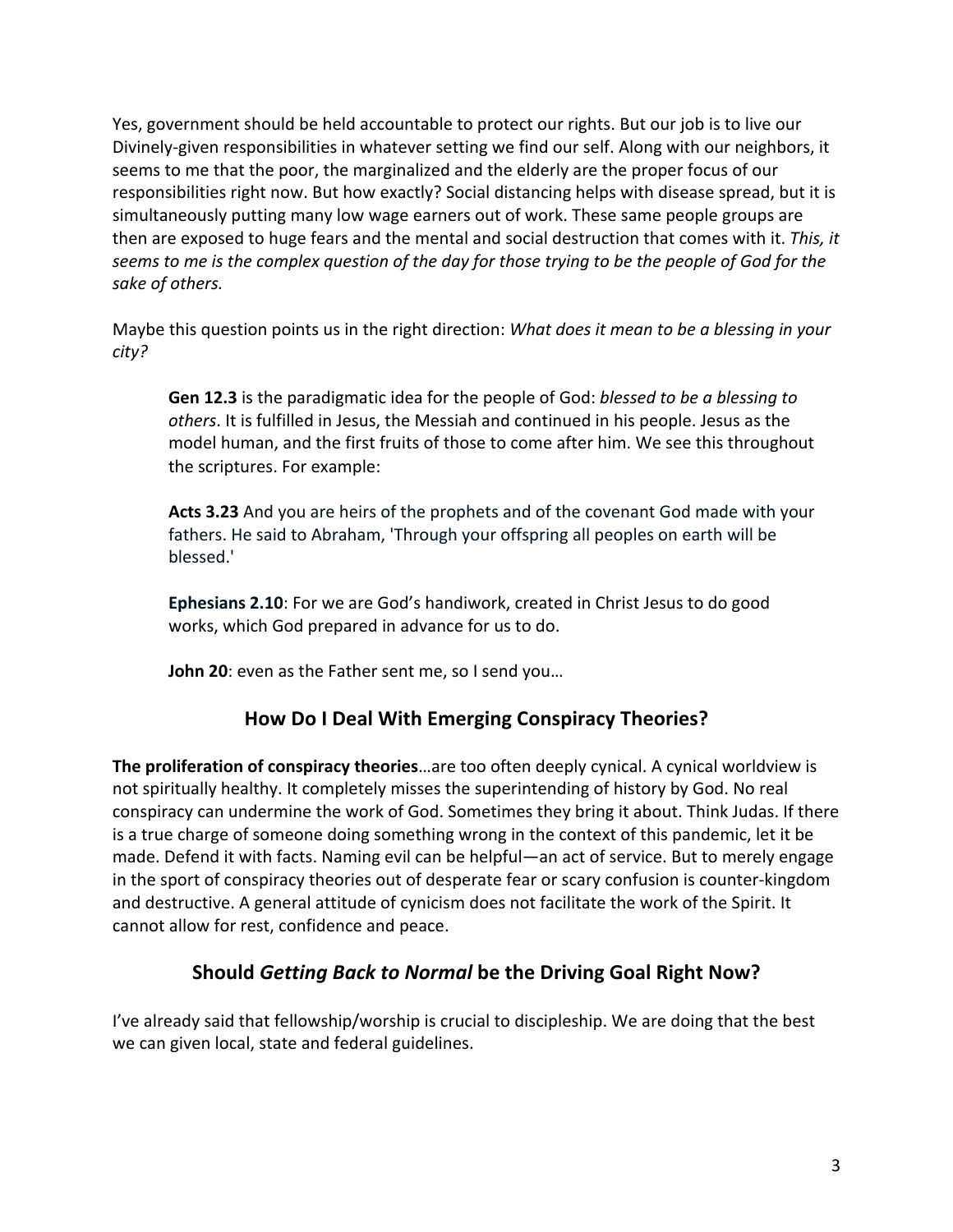Yes, government should be held accountable to protect our rights. But our job is to live our Divinely-given responsibilities in whatever setting we find our self. Along with our neighbors, it seems to me that the poor, the marginalized and the elderly are the proper focus of our responsibilities right now. But how exactly? Social distancing helps with disease spread, but it is simultaneously putting many low wage earners out of work. These same people groups are then are exposed to huge fears and the mental and social destruction that comes with it. *This, it seems to me is the complex question of the day for those trying to be the people of God for the sake of others.*

Maybe this question points us in the right direction: *What does it mean to be a blessing in your city?*

> **Gen 12.3** is the paradigmatic idea for the people of God: *blessed to be a blessing to others*. It is fulfilled in Jesus, the Messiah and continued in his people. Jesus as the model human, and the first fruits of those to come after him. We see this throughout the scriptures. For example:
>
> **Acts 3.23** And you are heirs of the prophets and of the covenant God made with your fathers. He said to Abraham, 'Through your offspring all peoples on earth will be blessed.'
>
> **Ephesians 2.10**: For we are God's handiwork, created in Christ Jesus to do good works, which God prepared in advance for us to do.
>
> **John 20**: even as the Father sent me, so I send you…

## How Do I Deal With Emerging Conspiracy Theories?

**The proliferation of conspiracy theories**…are too often deeply cynical. A cynical worldview is not spiritually healthy. It completely misses the superintending of history by God. No real conspiracy can undermine the work of God. Sometimes they bring it about. Think Judas. If there is a true charge of someone doing something wrong in the context of this pandemic, let it be made. Defend it with facts. Naming evil can be helpful—an act of service. But to merely engage in the sport of conspiracy theories out of desperate fear or scary confusion is counter-kingdom and destructive. A general attitude of cynicism does not facilitate the work of the Spirit. It cannot allow for rest, confidence and peace.

## Should *Getting Back to Normal* be the Driving Goal Right Now?

I've already said that fellowship/worship is crucial to discipleship. We are doing that the best we can given local, state and federal guidelines.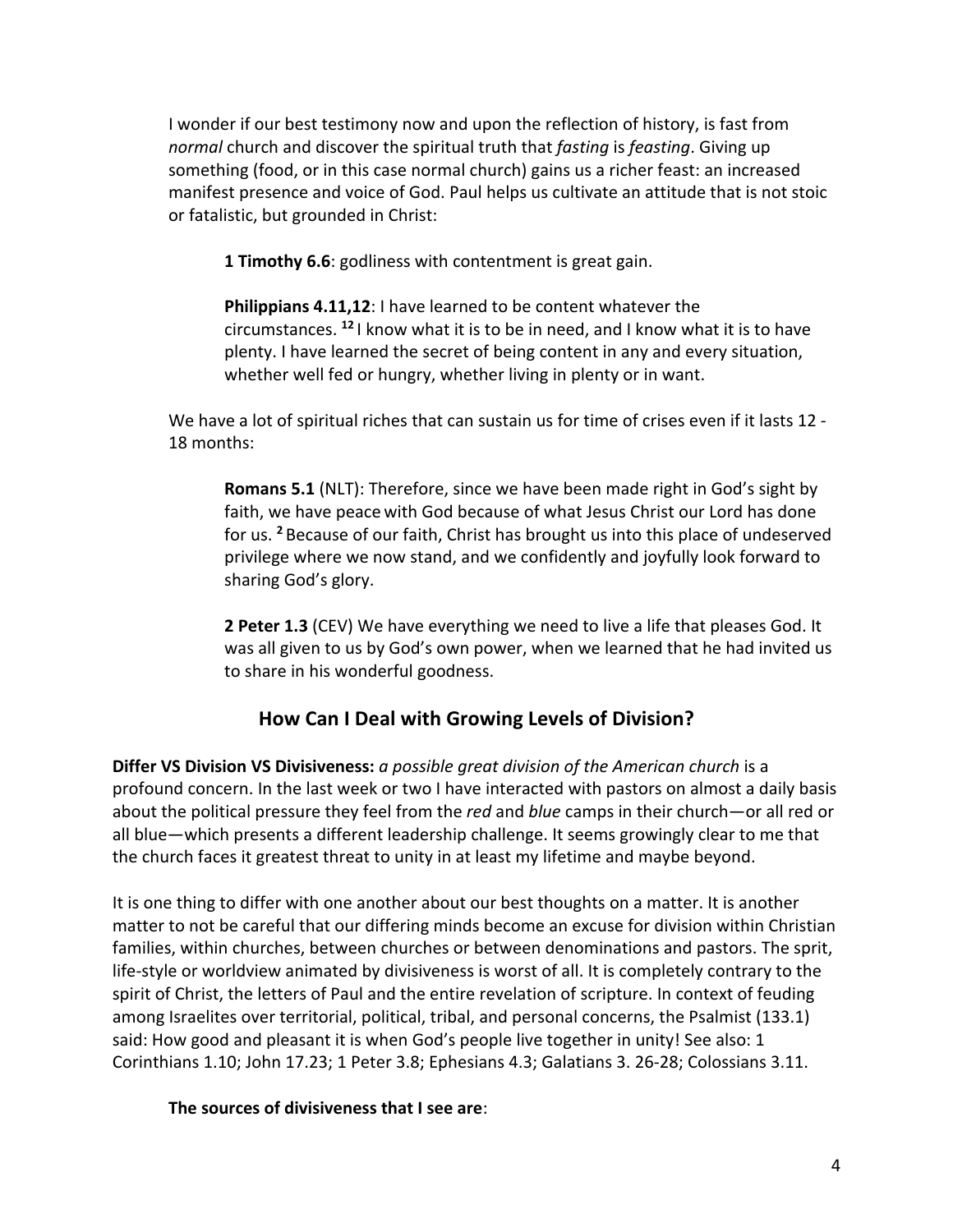I wonder if our best testimony now and upon the reflection of history, is fast from *normal* church and discover the spiritual truth that *fasting* is *feasting*. Giving up something (food, or in this case normal church) gains us a richer feast: an increased manifest presence and voice of God. Paul helps us cultivate an attitude that is not stoic or fatalistic, but grounded in Christ:

> **1 Timothy 6.6**: godliness with contentment is great gain.
>
> **Philippians 4.11,12**: I have learned to be content whatever the circumstances. [12] I know what it is to be in need, and I know what it is to have plenty. I have learned the secret of being content in any and every situation, whether well fed or hungry, whether living in plenty or in want.

We have a lot of spiritual riches that can sustain us for time of crises even if it lasts 12 - 18 months:

> **Romans 5.1** (NLT): Therefore, since we have been made right in God's sight by faith, we have peace with God because of what Jesus Christ our Lord has done for us. [2] Because of our faith, Christ has brought us into this place of undeserved privilege where we now stand, and we confidently and joyfully look forward to sharing God's glory.
>
> **2 Peter 1.3** (CEV) We have everything we need to live a life that pleases God. It was all given to us by God's own power, when we learned that he had invited us to share in his wonderful goodness.

## How Can I Deal with Growing Levels of Division?

**Differ VS Division VS Divisiveness:** *a possible great division of the American church* is a profound concern. In the last week or two I have interacted with pastors on almost a daily basis about the political pressure they feel from the *red* and *blue* camps in their church—or all red or all blue—which presents a different leadership challenge. It seems growingly clear to me that the church faces it greatest threat to unity in at least my lifetime and maybe beyond.

It is one thing to differ with one another about our best thoughts on a matter. It is another matter to not be careful that our differing minds become an excuse for division within Christian families, within churches, between churches or between denominations and pastors. The sprit, life-style or worldview animated by divisiveness is worst of all. It is completely contrary to the spirit of Christ, the letters of Paul and the entire revelation of scripture. In context of feuding among Israelites over territorial, political, tribal, and personal concerns, the Psalmist (133.1) said: How good and pleasant it is when God's people live together in unity! See also: 1 Corinthians 1.10; John 17.23; 1 Peter 3.8; Ephesians 4.3; Galatians 3. 26-28; Colossians 3.11.

**The sources of divisiveness that I see are**: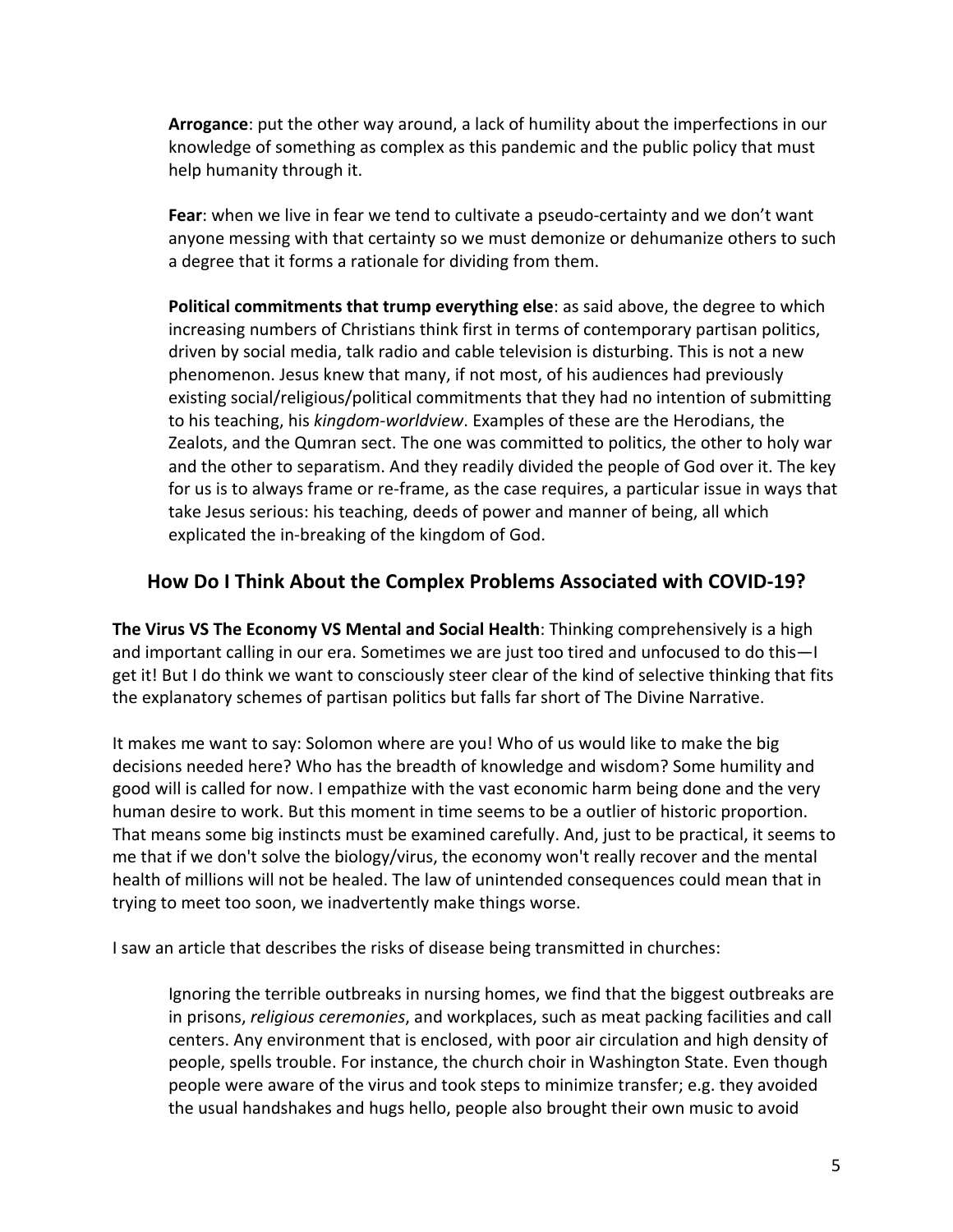**Arrogance**: put the other way around, a lack of humility about the imperfections in our knowledge of something as complex as this pandemic and the public policy that must help humanity through it.

**Fear**: when we live in fear we tend to cultivate a pseudo-certainty and we don't want anyone messing with that certainty so we must demonize or dehumanize others to such a degree that it forms a rationale for dividing from them.

**Political commitments that trump everything else**: as said above, the degree to which increasing numbers of Christians think first in terms of contemporary partisan politics, driven by social media, talk radio and cable television is disturbing. This is not a new phenomenon. Jesus knew that many, if not most, of his audiences had previously existing social/religious/political commitments that they had no intention of submitting to his teaching, his *kingdom-worldview*. Examples of these are the Herodians, the Zealots, and the Qumran sect. The one was committed to politics, the other to holy war and the other to separatism. And they readily divided the people of God over it. The key for us is to always frame or re-frame, as the case requires, a particular issue in ways that take Jesus serious: his teaching, deeds of power and manner of being, all which explicated the in-breaking of the kingdom of God.

## How Do I Think About the Complex Problems Associated with COVID-19?

**The Virus VS The Economy VS Mental and Social Health**: Thinking comprehensively is a high and important calling in our era. Sometimes we are just too tired and unfocused to do this—I get it! But I do think we want to consciously steer clear of the kind of selective thinking that fits the explanatory schemes of partisan politics but falls far short of The Divine Narrative.

It makes me want to say: Solomon where are you! Who of us would like to make the big decisions needed here? Who has the breadth of knowledge and wisdom? Some humility and good will is called for now. I empathize with the vast economic harm being done and the very human desire to work. But this moment in time seems to be a outlier of historic proportion. That means some big instincts must be examined carefully. And, just to be practical, it seems to me that if we don't solve the biology/virus, the economy won't really recover and the mental health of millions will not be healed. The law of unintended consequences could mean that in trying to meet too soon, we inadvertently make things worse.

I saw an article that describes the risks of disease being transmitted in churches:

> Ignoring the terrible outbreaks in nursing homes, we find that the biggest outbreaks are in prisons, *religious ceremonies*, and workplaces, such as meat packing facilities and call centers. Any environment that is enclosed, with poor air circulation and high density of people, spells trouble. For instance, the church choir in Washington State. Even though people were aware of the virus and took steps to minimize transfer; e.g. they avoided the usual handshakes and hugs hello, people also brought their own music to avoid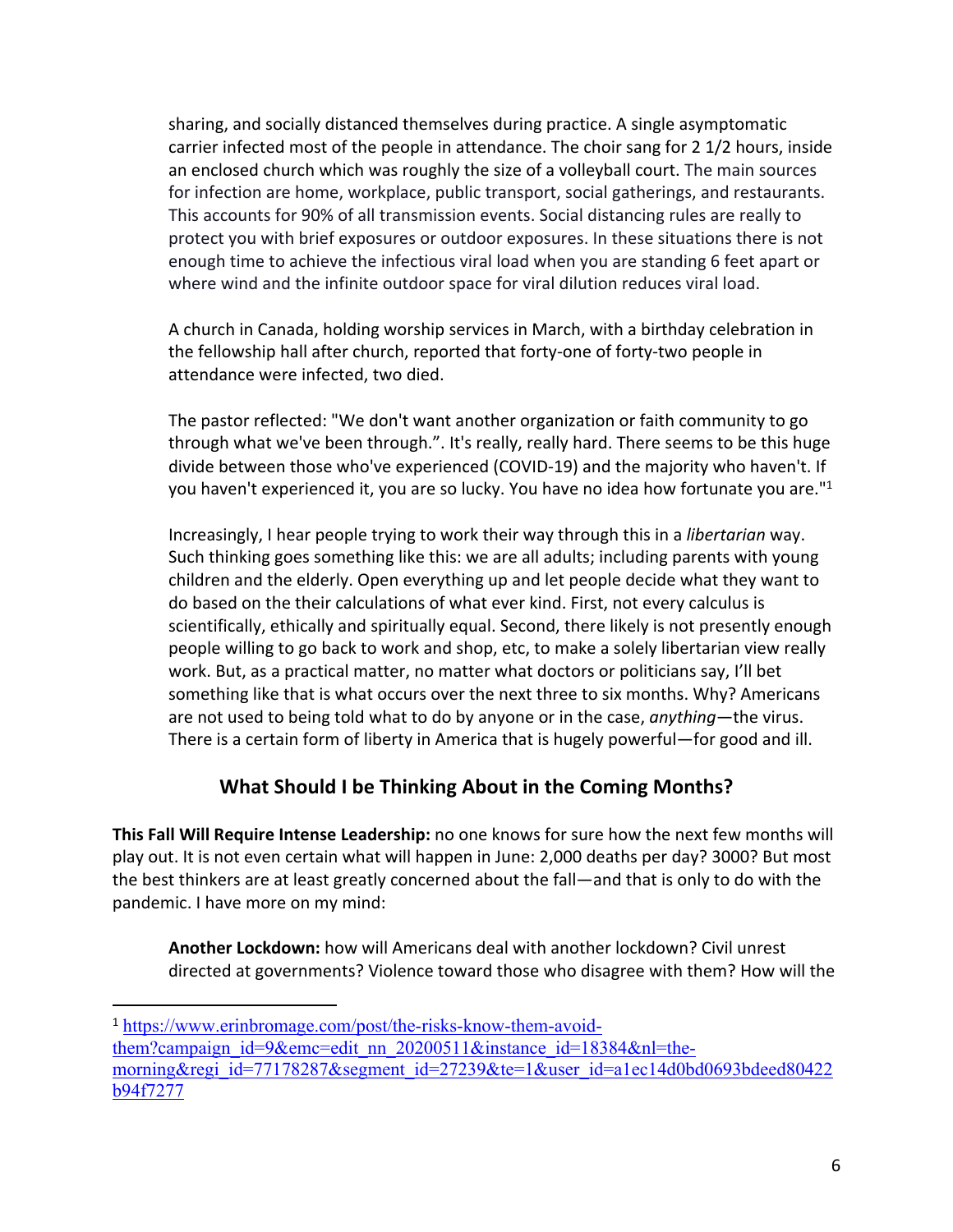sharing, and socially distanced themselves during practice. A single asymptomatic carrier infected most of the people in attendance. The choir sang for 2 1/2 hours, inside an enclosed church which was roughly the size of a volleyball court. The main sources for infection are home, workplace, public transport, social gatherings, and restaurants. This accounts for 90% of all transmission events. Social distancing rules are really to protect you with brief exposures or outdoor exposures. In these situations there is not enough time to achieve the infectious viral load when you are standing 6 feet apart or where wind and the infinite outdoor space for viral dilution reduces viral load.

A church in Canada, holding worship services in March, with a birthday celebration in the fellowship hall after church, reported that forty-one of forty-two people in attendance were infected, two died.

The pastor reflected: "We don't want another organization or faith community to go through what we've been through.". It's really, really hard. There seems to be this huge divide between those who've experienced (COVID-19) and the majority who haven't. If you haven't experienced it, you are so lucky. You have no idea how fortunate you are."[1]

Increasingly, I hear people trying to work their way through this in a *libertarian* way. Such thinking goes something like this: we are all adults; including parents with young children and the elderly. Open everything up and let people decide what they want to do based on the their calculations of what ever kind. First, not every calculus is scientifically, ethically and spiritually equal. Second, there likely is not presently enough people willing to go back to work and shop, etc, to make a solely libertarian view really work. But, as a practical matter, no matter what doctors or politicians say, I'll bet something like that is what occurs over the next three to six months. Why? Americans are not used to being told what to do by anyone or in the case, *anything*—the virus. There is a certain form of liberty in America that is hugely powerful—for good and ill.

## What Should I be Thinking About in the Coming Months?

**This Fall Will Require Intense Leadership:** no one knows for sure how the next few months will play out. It is not even certain what will happen in June: 2,000 deaths per day? 3000? But most the best thinkers are at least greatly concerned about the fall—and that is only to do with the pandemic. I have more on my mind:

**Another Lockdown:** how will Americans deal with another lockdown? Civil unrest directed at governments? Violence toward those who disagree with them? How will the

---

[1] https://www.erinbromage.com/post/the-risks-know-them-avoid-them?campaign_id=9&emc=edit_nn_20200511&instance_id=18384&nl=the-morning&regi_id=77178287&segment_id=27239&te=1&user_id=a1ec14d0bd0693bdeed80422b94f7277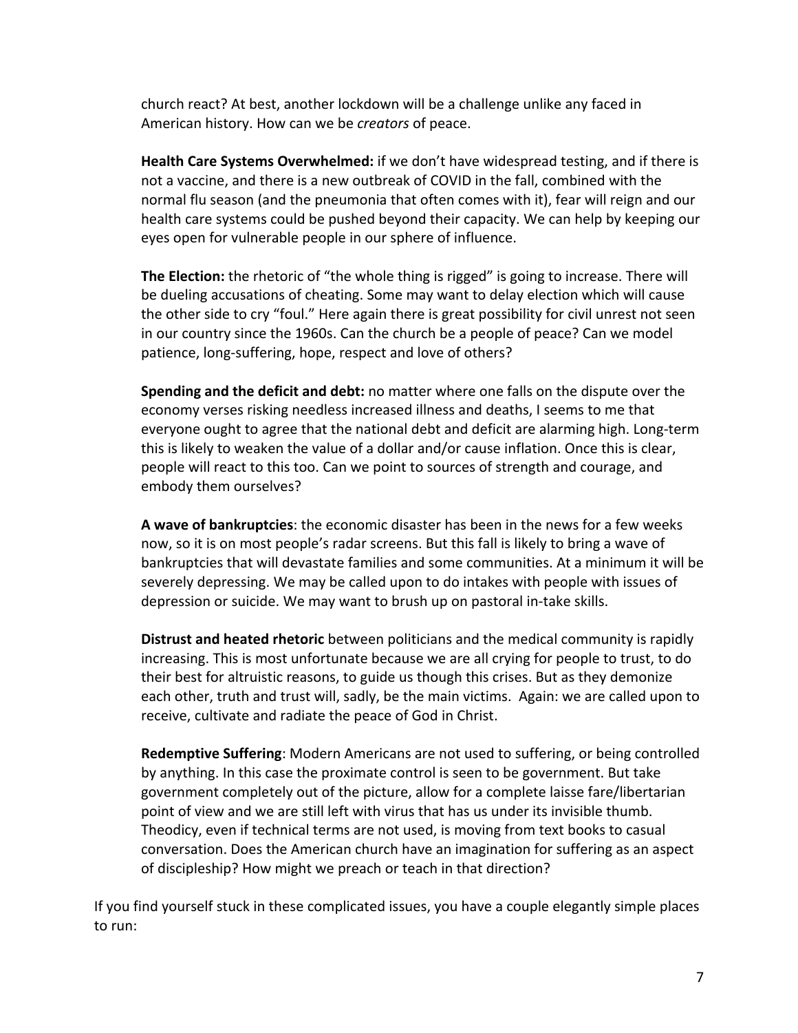church react? At best, another lockdown will be a challenge unlike any faced in American history. How can we be *creators* of peace.

**Health Care Systems Overwhelmed:** if we don't have widespread testing, and if there is not a vaccine, and there is a new outbreak of COVID in the fall, combined with the normal flu season (and the pneumonia that often comes with it), fear will reign and our health care systems could be pushed beyond their capacity. We can help by keeping our eyes open for vulnerable people in our sphere of influence.

**The Election:** the rhetoric of "the whole thing is rigged" is going to increase. There will be dueling accusations of cheating. Some may want to delay election which will cause the other side to cry "foul." Here again there is great possibility for civil unrest not seen in our country since the 1960s. Can the church be a people of peace? Can we model patience, long-suffering, hope, respect and love of others?

**Spending and the deficit and debt:** no matter where one falls on the dispute over the economy verses risking needless increased illness and deaths, I seems to me that everyone ought to agree that the national debt and deficit are alarming high. Long-term this is likely to weaken the value of a dollar and/or cause inflation. Once this is clear, people will react to this too. Can we point to sources of strength and courage, and embody them ourselves?

**A wave of bankruptcies**: the economic disaster has been in the news for a few weeks now, so it is on most people's radar screens. But this fall is likely to bring a wave of bankruptcies that will devastate families and some communities. At a minimum it will be severely depressing. We may be called upon to do intakes with people with issues of depression or suicide. We may want to brush up on pastoral in-take skills.

**Distrust and heated rhetoric** between politicians and the medical community is rapidly increasing. This is most unfortunate because we are all crying for people to trust, to do their best for altruistic reasons, to guide us though this crises. But as they demonize each other, truth and trust will, sadly, be the main victims. Again: we are called upon to receive, cultivate and radiate the peace of God in Christ.

**Redemptive Suffering**: Modern Americans are not used to suffering, or being controlled by anything. In this case the proximate control is seen to be government. But take government completely out of the picture, allow for a complete laisse fare/libertarian point of view and we are still left with virus that has us under its invisible thumb. Theodicy, even if technical terms are not used, is moving from text books to casual conversation. Does the American church have an imagination for suffering as an aspect of discipleship? How might we preach or teach in that direction?

If you find yourself stuck in these complicated issues, you have a couple elegantly simple places to run: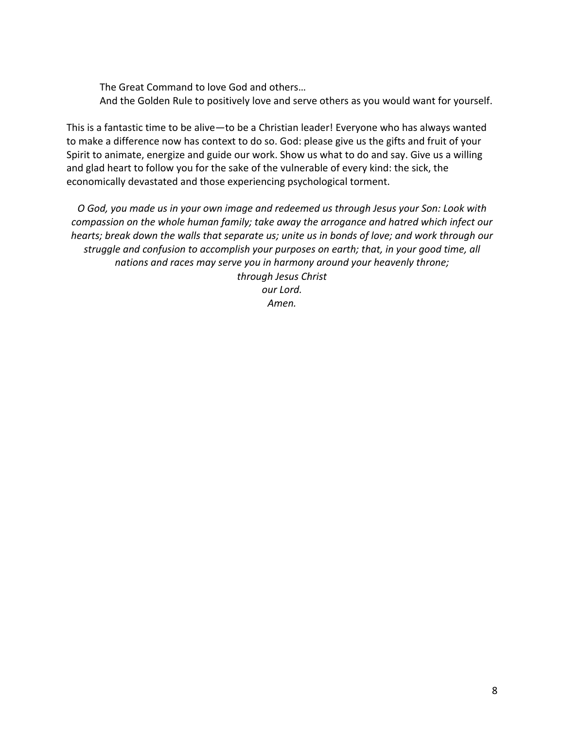The Great Command to love God and others…
And the Golden Rule to positively love and serve others as you would want for yourself.

This is a fantastic time to be alive—to be a Christian leader! Everyone who has always wanted to make a difference now has context to do so. God: please give us the gifts and fruit of your Spirit to animate, energize and guide our work. Show us what to do and say. Give us a willing and glad heart to follow you for the sake of the vulnerable of every kind: the sick, the economically devastated and those experiencing psychological torment.

*O God, you made us in your own image and redeemed us through Jesus your Son: Look with compassion on the whole human family; take away the arrogance and hatred which infect our hearts; break down the walls that separate us; unite us in bonds of love; and work through our struggle and confusion to accomplish your purposes on earth; that, in your good time, all nations and races may serve you in harmony around your heavenly throne;*
*through Jesus Christ*
*our Lord.*
*Amen.*